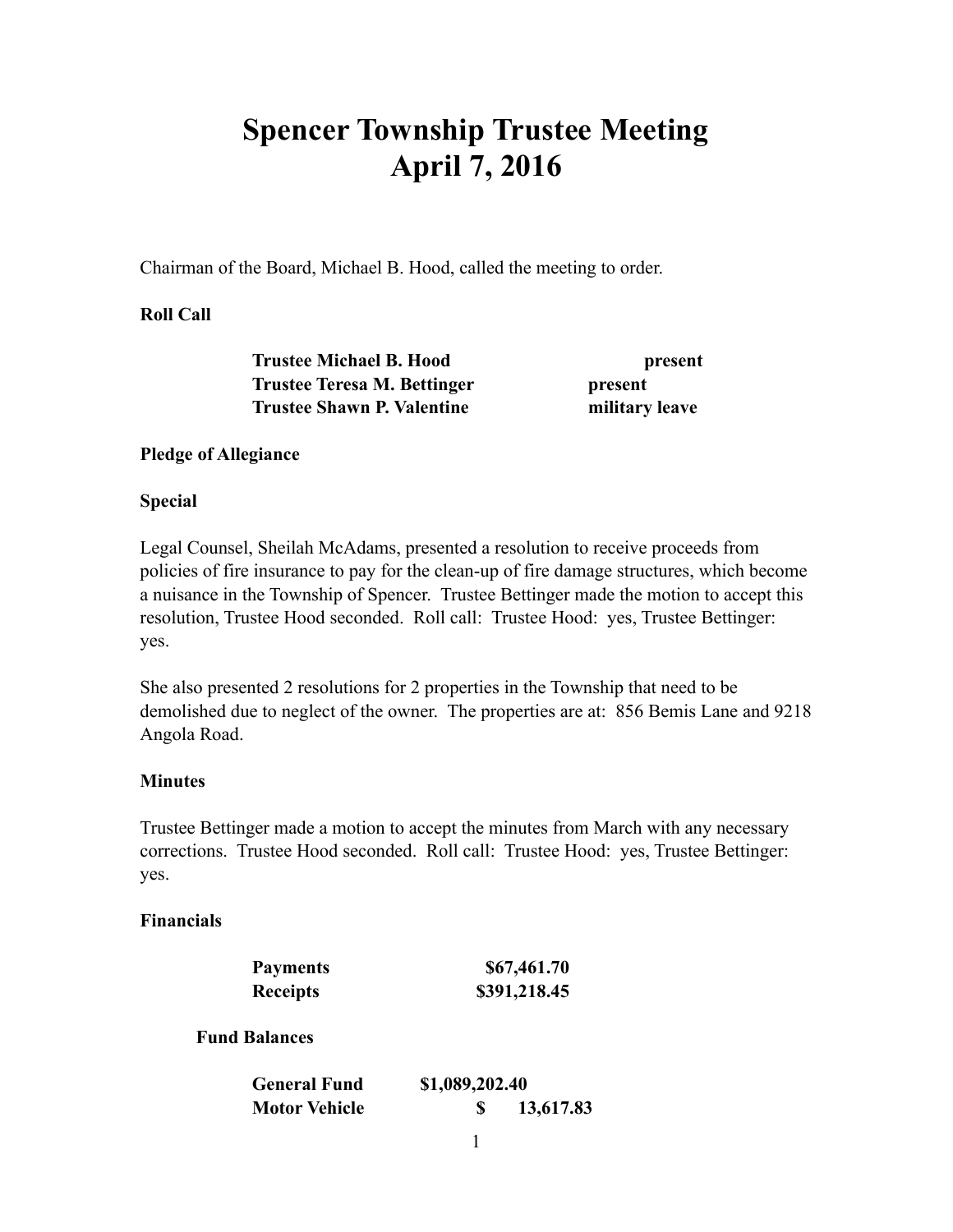# Spencer Township Trustee Meeting
# April 7, 2016

Chairman of the Board, Michael B. Hood, called the meeting to order.

**Roll Call**

| | |
|---|---|
| **Trustee Michael B. Hood** | **present** |
| **Trustee Teresa M. Bettinger** | **present** |
| **Trustee Shawn P. Valentine** | **military leave** |

**Pledge of Allegiance**

**Special**

Legal Counsel, Sheilah McAdams, presented a resolution to receive proceeds from policies of fire insurance to pay for the clean-up of fire damage structures, which become a nuisance in the Township of Spencer. Trustee Bettinger made the motion to accept this resolution, Trustee Hood seconded. Roll call: Trustee Hood: yes, Trustee Bettinger: yes.

She also presented 2 resolutions for 2 properties in the Township that need to be demolished due to neglect of the owner. The properties are at: 856 Bemis Lane and 9218 Angola Road.

**Minutes**

Trustee Bettinger made a motion to accept the minutes from March with any necessary corrections. Trustee Hood seconded. Roll call: Trustee Hood: yes, Trustee Bettinger: yes.

**Financials**

| | |
|---|---|
| **Payments** | **$67,461.70** |
| **Receipts** | **$391,218.45** |

**Fund Balances**

| | |
|---|---|
| **General Fund** | **$1,089,202.40** |
| **Motor Vehicle** | **$ 13,617.83** |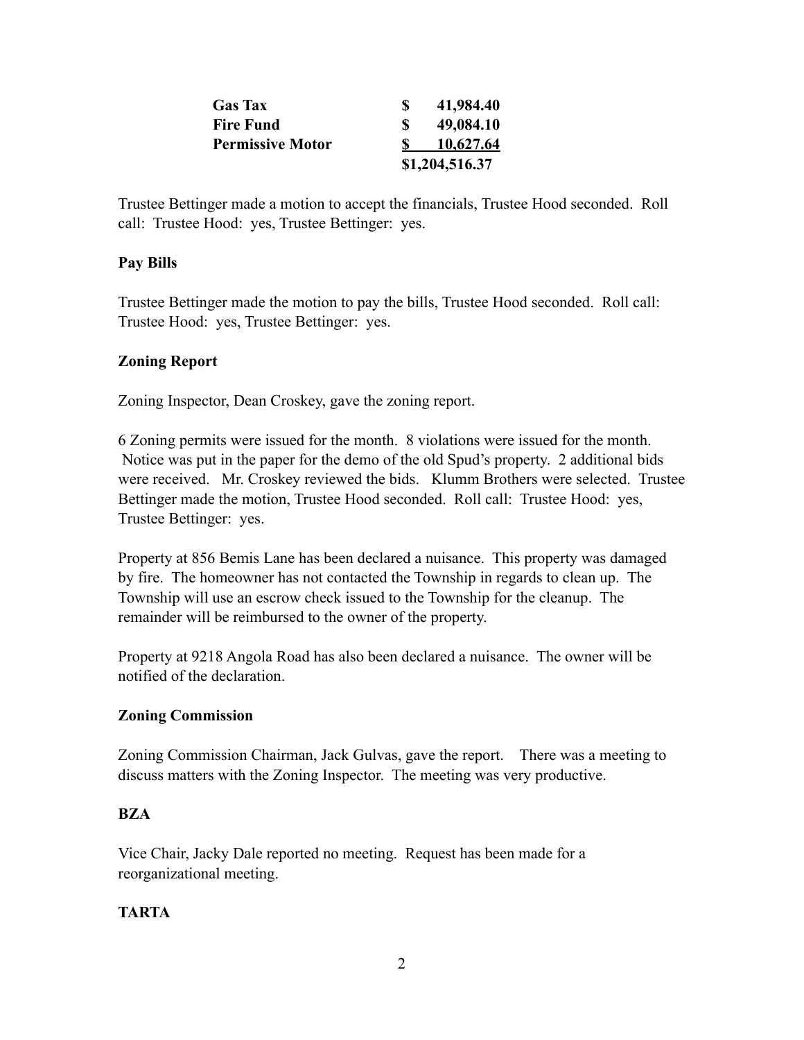| | |
|---|---|
| **Gas Tax** | **$ 41,984.40** |
| **Fire Fund** | **$ 49,084.10** |
| **Permissive Motor** | **$ 10,627.64** |
| | **$1,204,516.37** |

Trustee Bettinger made a motion to accept the financials, Trustee Hood seconded. Roll call: Trustee Hood: yes, Trustee Bettinger: yes.

**Pay Bills**

Trustee Bettinger made the motion to pay the bills, Trustee Hood seconded. Roll call: Trustee Hood: yes, Trustee Bettinger: yes.

**Zoning Report**

Zoning Inspector, Dean Croskey, gave the zoning report.

6 Zoning permits were issued for the month. 8 violations were issued for the month. Notice was put in the paper for the demo of the old Spud's property. 2 additional bids were received. Mr. Croskey reviewed the bids. Klumm Brothers were selected. Trustee Bettinger made the motion, Trustee Hood seconded. Roll call: Trustee Hood: yes, Trustee Bettinger: yes.

Property at 856 Bemis Lane has been declared a nuisance. This property was damaged by fire. The homeowner has not contacted the Township in regards to clean up. The Township will use an escrow check issued to the Township for the cleanup. The remainder will be reimbursed to the owner of the property.

Property at 9218 Angola Road has also been declared a nuisance. The owner will be notified of the declaration.

**Zoning Commission**

Zoning Commission Chairman, Jack Gulvas, gave the report. There was a meeting to discuss matters with the Zoning Inspector. The meeting was very productive.

**BZA**

Vice Chair, Jacky Dale reported no meeting. Request has been made for a reorganizational meeting.

**TARTA**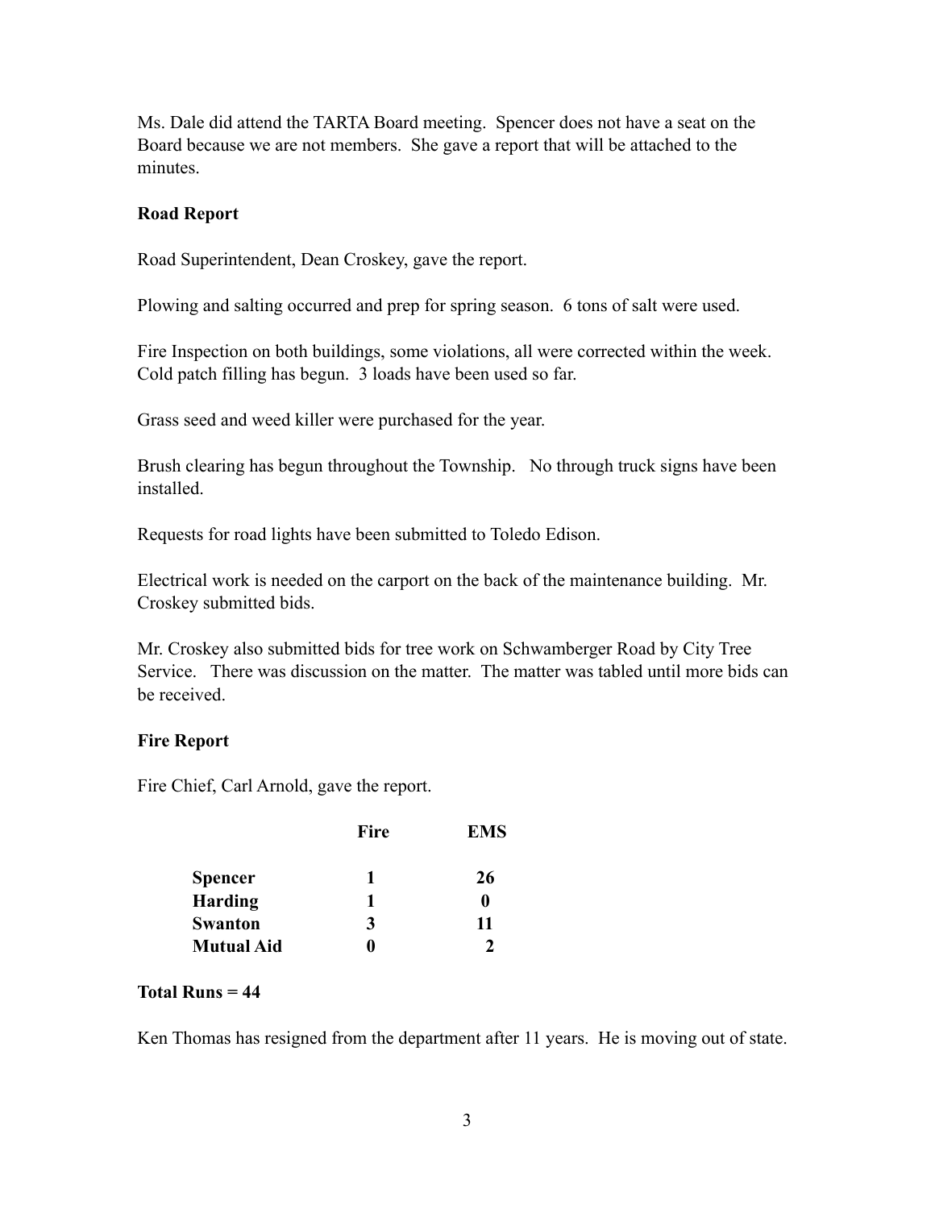Ms. Dale did attend the TARTA Board meeting. Spencer does not have a seat on the Board because we are not members. She gave a report that will be attached to the minutes.

**Road Report**

Road Superintendent, Dean Croskey, gave the report.

Plowing and salting occurred and prep for spring season. 6 tons of salt were used.

Fire Inspection on both buildings, some violations, all were corrected within the week. Cold patch filling has begun. 3 loads have been used so far.

Grass seed and weed killer were purchased for the year.

Brush clearing has begun throughout the Township. No through truck signs have been installed.

Requests for road lights have been submitted to Toledo Edison.

Electrical work is needed on the carport on the back of the maintenance building. Mr. Croskey submitted bids.

Mr. Croskey also submitted bids for tree work on Schwamberger Road by City Tree Service. There was discussion on the matter. The matter was tabled until more bids can be received.

**Fire Report**

Fire Chief, Carl Arnold, gave the report.

| | **Fire** | **EMS** |
|---|---|---|
| **Spencer** | **1** | **26** |
| **Harding** | **1** | **0** |
| **Swanton** | **3** | **11** |
| **Mutual Aid** | **0** | **2** |

**Total Runs = 44**

Ken Thomas has resigned from the department after 11 years. He is moving out of state.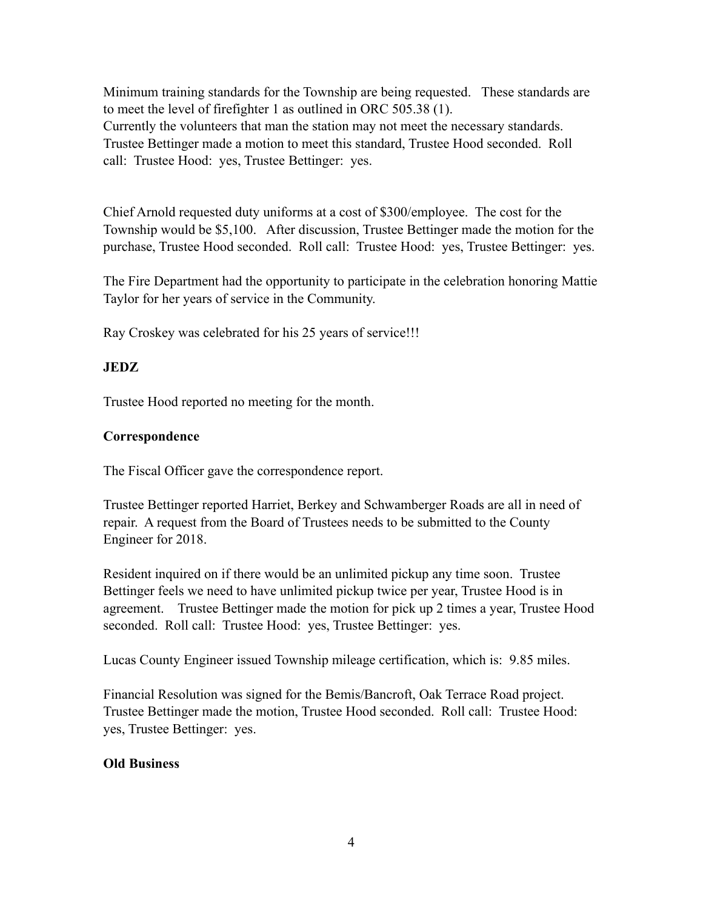Minimum training standards for the Township are being requested. These standards are to meet the level of firefighter 1 as outlined in ORC 505.38 (1).
Currently the volunteers that man the station may not meet the necessary standards. Trustee Bettinger made a motion to meet this standard, Trustee Hood seconded. Roll call: Trustee Hood: yes, Trustee Bettinger: yes.

Chief Arnold requested duty uniforms at a cost of $300/employee. The cost for the Township would be $5,100. After discussion, Trustee Bettinger made the motion for the purchase, Trustee Hood seconded. Roll call: Trustee Hood: yes, Trustee Bettinger: yes.

The Fire Department had the opportunity to participate in the celebration honoring Mattie Taylor for her years of service in the Community.

Ray Croskey was celebrated for his 25 years of service!!!

**JEDZ**

Trustee Hood reported no meeting for the month.

**Correspondence**

The Fiscal Officer gave the correspondence report.

Trustee Bettinger reported Harriet, Berkey and Schwamberger Roads are all in need of repair. A request from the Board of Trustees needs to be submitted to the County Engineer for 2018.

Resident inquired on if there would be an unlimited pickup any time soon. Trustee Bettinger feels we need to have unlimited pickup twice per year, Trustee Hood is in agreement. Trustee Bettinger made the motion for pick up 2 times a year, Trustee Hood seconded. Roll call: Trustee Hood: yes, Trustee Bettinger: yes.

Lucas County Engineer issued Township mileage certification, which is: 9.85 miles.

Financial Resolution was signed for the Bemis/Bancroft, Oak Terrace Road project. Trustee Bettinger made the motion, Trustee Hood seconded. Roll call: Trustee Hood: yes, Trustee Bettinger: yes.

**Old Business**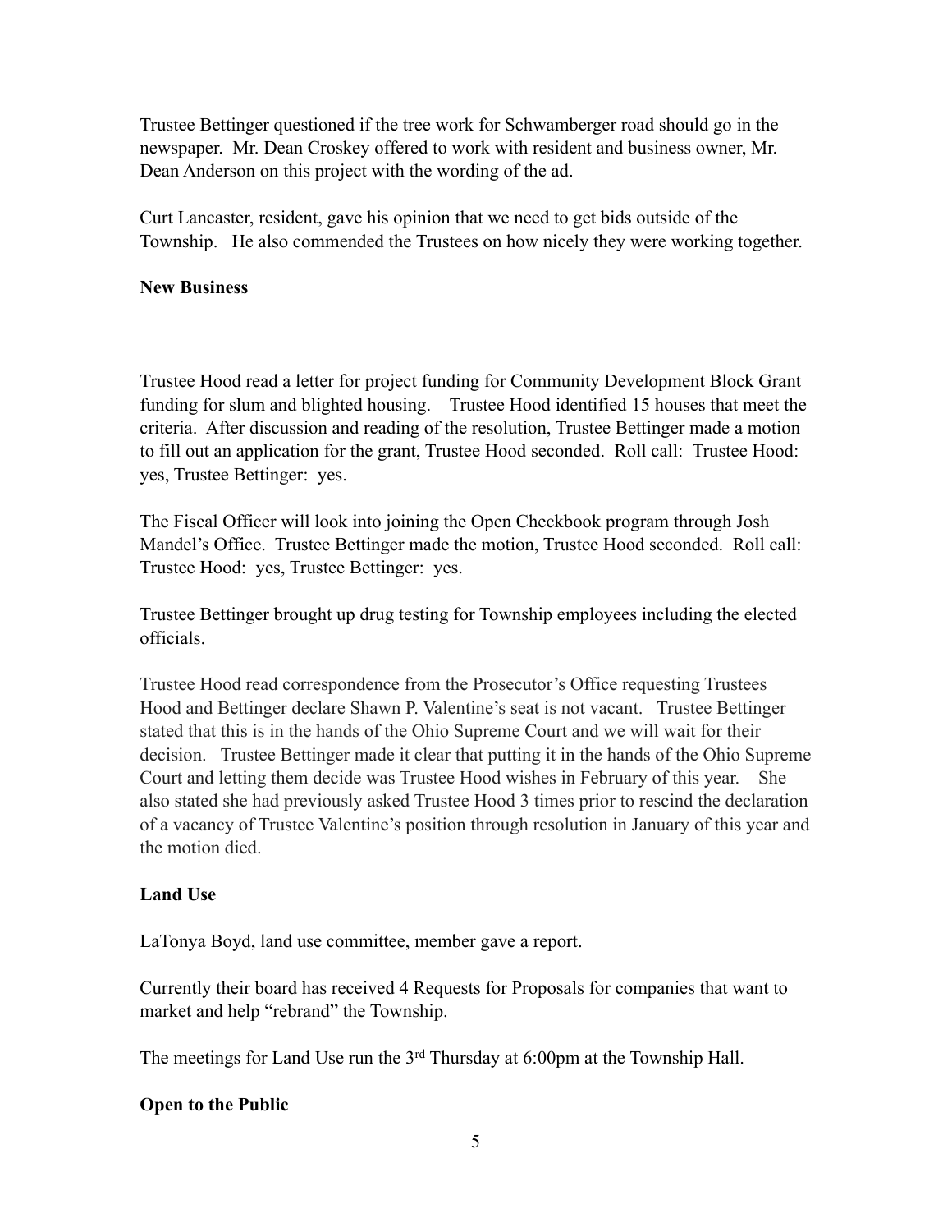Trustee Bettinger questioned if the tree work for Schwamberger road should go in the newspaper. Mr. Dean Croskey offered to work with resident and business owner, Mr. Dean Anderson on this project with the wording of the ad.

Curt Lancaster, resident, gave his opinion that we need to get bids outside of the Township. He also commended the Trustees on how nicely they were working together.

**New Business**

Trustee Hood read a letter for project funding for Community Development Block Grant funding for slum and blighted housing. Trustee Hood identified 15 houses that meet the criteria. After discussion and reading of the resolution, Trustee Bettinger made a motion to fill out an application for the grant, Trustee Hood seconded. Roll call: Trustee Hood: yes, Trustee Bettinger: yes.

The Fiscal Officer will look into joining the Open Checkbook program through Josh Mandel's Office. Trustee Bettinger made the motion, Trustee Hood seconded. Roll call: Trustee Hood: yes, Trustee Bettinger: yes.

Trustee Bettinger brought up drug testing for Township employees including the elected officials.

Trustee Hood read correspondence from the Prosecutor's Office requesting Trustees Hood and Bettinger declare Shawn P. Valentine's seat is not vacant. Trustee Bettinger stated that this is in the hands of the Ohio Supreme Court and we will wait for their decision. Trustee Bettinger made it clear that putting it in the hands of the Ohio Supreme Court and letting them decide was Trustee Hood wishes in February of this year. She also stated she had previously asked Trustee Hood 3 times prior to rescind the declaration of a vacancy of Trustee Valentine's position through resolution in January of this year and the motion died.

**Land Use**

LaTonya Boyd, land use committee, member gave a report.

Currently their board has received 4 Requests for Proposals for companies that want to market and help "rebrand" the Township.

The meetings for Land Use run the 3rd Thursday at 6:00pm at the Township Hall.

**Open to the Public**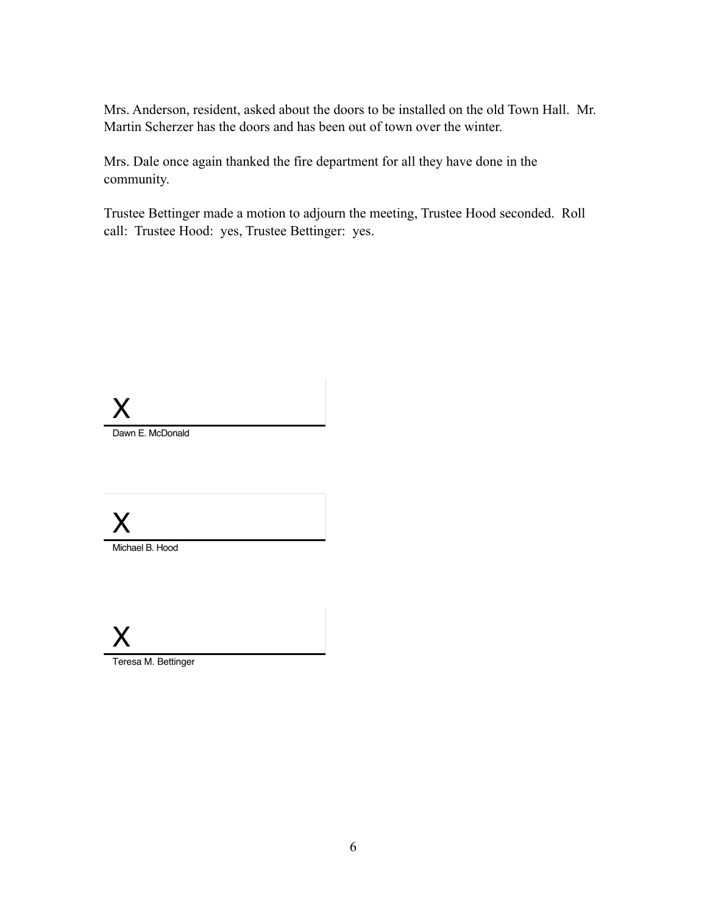Mrs. Anderson, resident, asked about the doors to be installed on the old Town Hall. Mr. Martin Scherzer has the doors and has been out of town over the winter.

Mrs. Dale once again thanked the fire department for all they have done in the community.

Trustee Bettinger made a motion to adjourn the meeting, Trustee Hood seconded. Roll call: Trustee Hood: yes, Trustee Bettinger: yes.

X

Dawn E. McDonald

X

Michael B. Hood

X

Teresa M. Bettinger